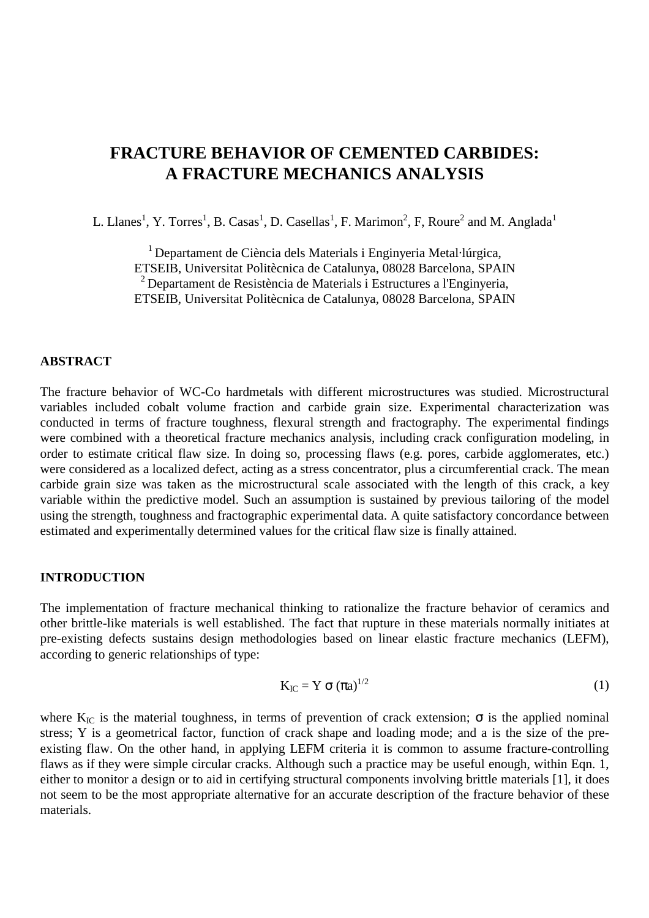# FRACTURE BEHAVIOR OF CEMENTED CARBIDES: A FRACTURE MECHANICS ANALYSIS

L. Llanes[1], Y. Torres[1], B. Casas[1], D. Casellas[1], F. Marimon[2], F, Roure[2] and M. Anglada[1]

[1] Departament de Ciència dels Materials i Enginyeria Metal·lúrgica, ETSEIB, Universitat Politècnica de Catalunya, 08028 Barcelona, SPAIN
[2] Departament de Resistència de Materials i Estructures a l'Enginyeria, ETSEIB, Universitat Politècnica de Catalunya, 08028 Barcelona, SPAIN

## ABSTRACT

The fracture behavior of WC-Co hardmetals with different microstructures was studied. Microstructural variables included cobalt volume fraction and carbide grain size. Experimental characterization was conducted in terms of fracture toughness, flexural strength and fractography. The experimental findings were combined with a theoretical fracture mechanics analysis, including crack configuration modeling, in order to estimate critical flaw size. In doing so, processing flaws (e.g. pores, carbide agglomerates, etc.) were considered as a localized defect, acting as a stress concentrator, plus a circumferential crack. The mean carbide grain size was taken as the microstructural scale associated with the length of this crack, a key variable within the predictive model. Such an assumption is sustained by previous tailoring of the model using the strength, toughness and fractographic experimental data. A quite satisfactory concordance between estimated and experimentally determined values for the critical flaw size is finally attained.

## INTRODUCTION

The implementation of fracture mechanical thinking to rationalize the fracture behavior of ceramics and other brittle-like materials is well established. The fact that rupture in these materials normally initiates at pre-existing defects sustains design methodologies based on linear elastic fracture mechanics (LEFM), according to generic relationships of type:

$$K_{IC} = Y\,\sigma\,(\pi a)^{1/2} \tag{1}$$

where $K_{IC}$ is the material toughness, in terms of prevention of crack extension; $\sigma$ is the applied nominal stress; Y is a geometrical factor, function of crack shape and loading mode; and a is the size of the pre-existing flaw. On the other hand, in applying LEFM criteria it is common to assume fracture-controlling flaws as if they were simple circular cracks. Although such a practice may be useful enough, within Eqn. 1, either to monitor a design or to aid in certifying structural components involving brittle materials [1], it does not seem to be the most appropriate alternative for an accurate description of the fracture behavior of these materials.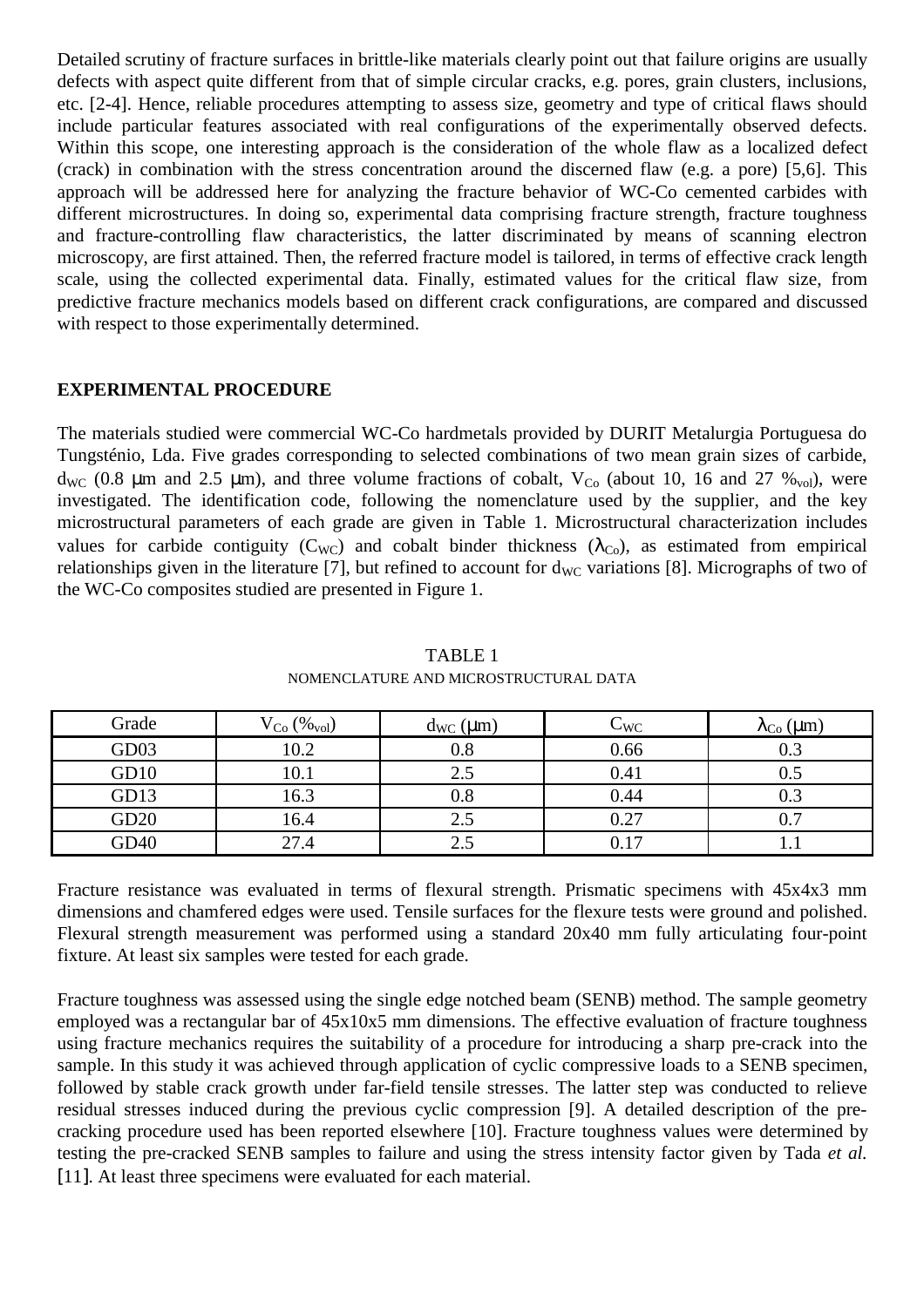Detailed scrutiny of fracture surfaces in brittle-like materials clearly point out that failure origins are usually defects with aspect quite different from that of simple circular cracks, e.g. pores, grain clusters, inclusions, etc. [2-4]. Hence, reliable procedures attempting to assess size, geometry and type of critical flaws should include particular features associated with real configurations of the experimentally observed defects. Within this scope, one interesting approach is the consideration of the whole flaw as a localized defect (crack) in combination with the stress concentration around the discerned flaw (e.g. a pore) [5,6]. This approach will be addressed here for analyzing the fracture behavior of WC-Co cemented carbides with different microstructures. In doing so, experimental data comprising fracture strength, fracture toughness and fracture-controlling flaw characteristics, the latter discriminated by means of scanning electron microscopy, are first attained. Then, the referred fracture model is tailored, in terms of effective crack length scale, using the collected experimental data. Finally, estimated values for the critical flaw size, from predictive fracture mechanics models based on different crack configurations, are compared and discussed with respect to those experimentally determined.

## EXPERIMENTAL PROCEDURE

The materials studied were commercial WC-Co hardmetals provided by DURIT Metalurgia Portuguesa do Tungsténio, Lda. Five grades corresponding to selected combinations of two mean grain sizes of carbide, $d_{WC}$ (0.8 μm and 2.5 μm), and three volume fractions of cobalt, $V_{Co}$ (about 10, 16 and 27 $\%_{vol}$), were investigated. The identification code, following the nomenclature used by the supplier, and the key microstructural parameters of each grade are given in Table 1. Microstructural characterization includes values for carbide contiguity ($C_{WC}$) and cobalt binder thickness ($\lambda_{Co}$), as estimated from empirical relationships given in the literature [7], but refined to account for $d_{WC}$ variations [8]. Micrographs of two of the WC-Co composites studied are presented in Figure 1.

TABLE 1
NOMENCLATURE AND MICROSTRUCTURAL DATA

| Grade | $V_{Co}$ ($\%_{vol}$) | $d_{WC}$ (μm) | $C_{WC}$ | $\lambda_{Co}$ (μm) |
|---|---|---|---|---|
| GD03 | 10.2 | 0.8 | 0.66 | 0.3 |
| GD10 | 10.1 | 2.5 | 0.41 | 0.5 |
| GD13 | 16.3 | 0.8 | 0.44 | 0.3 |
| GD20 | 16.4 | 2.5 | 0.27 | 0.7 |
| GD40 | 27.4 | 2.5 | 0.17 | 1.1 |

Fracture resistance was evaluated in terms of flexural strength. Prismatic specimens with 45x4x3 mm dimensions and chamfered edges were used. Tensile surfaces for the flexure tests were ground and polished. Flexural strength measurement was performed using a standard 20x40 mm fully articulating four-point fixture. At least six samples were tested for each grade.

Fracture toughness was assessed using the single edge notched beam (SENB) method. The sample geometry employed was a rectangular bar of 45x10x5 mm dimensions. The effective evaluation of fracture toughness using fracture mechanics requires the suitability of a procedure for introducing a sharp pre-crack into the sample. In this study it was achieved through application of cyclic compressive loads to a SENB specimen, followed by stable crack growth under far-field tensile stresses. The latter step was conducted to relieve residual stresses induced during the previous cyclic compression [9]. A detailed description of the pre-cracking procedure used has been reported elsewhere [10]. Fracture toughness values were determined by testing the pre-cracked SENB samples to failure and using the stress intensity factor given by Tada *et al.* [11]. At least three specimens were evaluated for each material.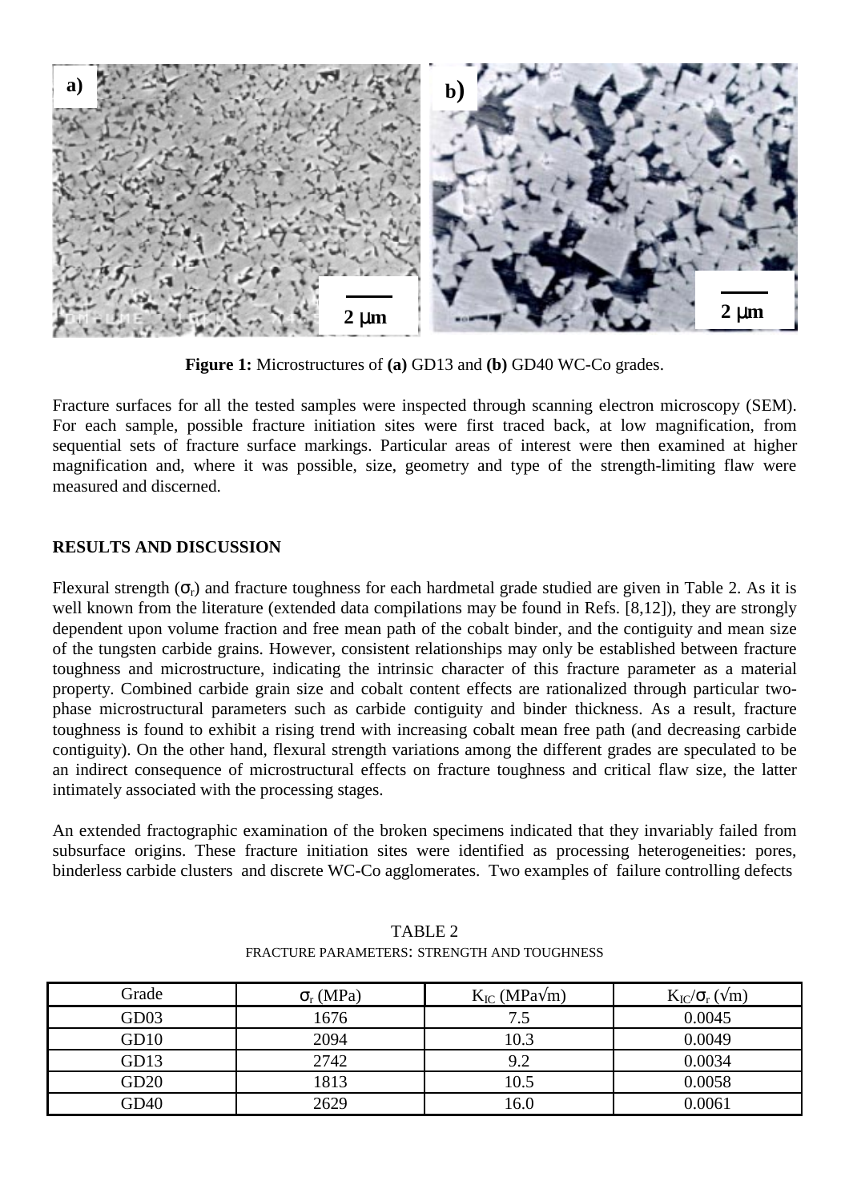**Figure 1:** Microstructures of **(a)** GD13 and **(b)** GD40 WC-Co grades.

Fracture surfaces for all the tested samples were inspected through scanning electron microscopy (SEM). For each sample, possible fracture initiation sites were first traced back, at low magnification, from sequential sets of fracture surface markings. Particular areas of interest were then examined at higher magnification and, where it was possible, size, geometry and type of the strength-limiting flaw were measured and discerned.

## RESULTS AND DISCUSSION

Flexural strength ($\sigma_r$) and fracture toughness for each hardmetal grade studied are given in Table 2. As it is well known from the literature (extended data compilations may be found in Refs. [8,12]), they are strongly dependent upon volume fraction and free mean path of the cobalt binder, and the contiguity and mean size of the tungsten carbide grains. However, consistent relationships may only be established between fracture toughness and microstructure, indicating the intrinsic character of this fracture parameter as a material property. Combined carbide grain size and cobalt content effects are rationalized through particular two-phase microstructural parameters such as carbide contiguity and binder thickness. As a result, fracture toughness is found to exhibit a rising trend with increasing cobalt mean free path (and decreasing carbide contiguity). On the other hand, flexural strength variations among the different grades are speculated to be an indirect consequence of microstructural effects on fracture toughness and critical flaw size, the latter intimately associated with the processing stages.

An extended fractographic examination of the broken specimens indicated that they invariably failed from subsurface origins. These fracture initiation sites were identified as processing heterogeneities: pores, binderless carbide clusters and discrete WC-Co agglomerates. Two examples of failure controlling defects

TABLE 2
FRACTURE PARAMETERS: STRENGTH AND TOUGHNESS

| Grade | $\sigma_r$ (MPa) | $K_{IC}$ (MPa$\sqrt{m}$) | $K_{IC}/\sigma_r$ ($\sqrt{m}$) |
|---|---|---|---|
| GD03 | 1676 | 7.5 | 0.0045 |
| GD10 | 2094 | 10.3 | 0.0049 |
| GD13 | 2742 | 9.2 | 0.0034 |
| GD20 | 1813 | 10.5 | 0.0058 |
| GD40 | 2629 | 16.0 | 0.0061 |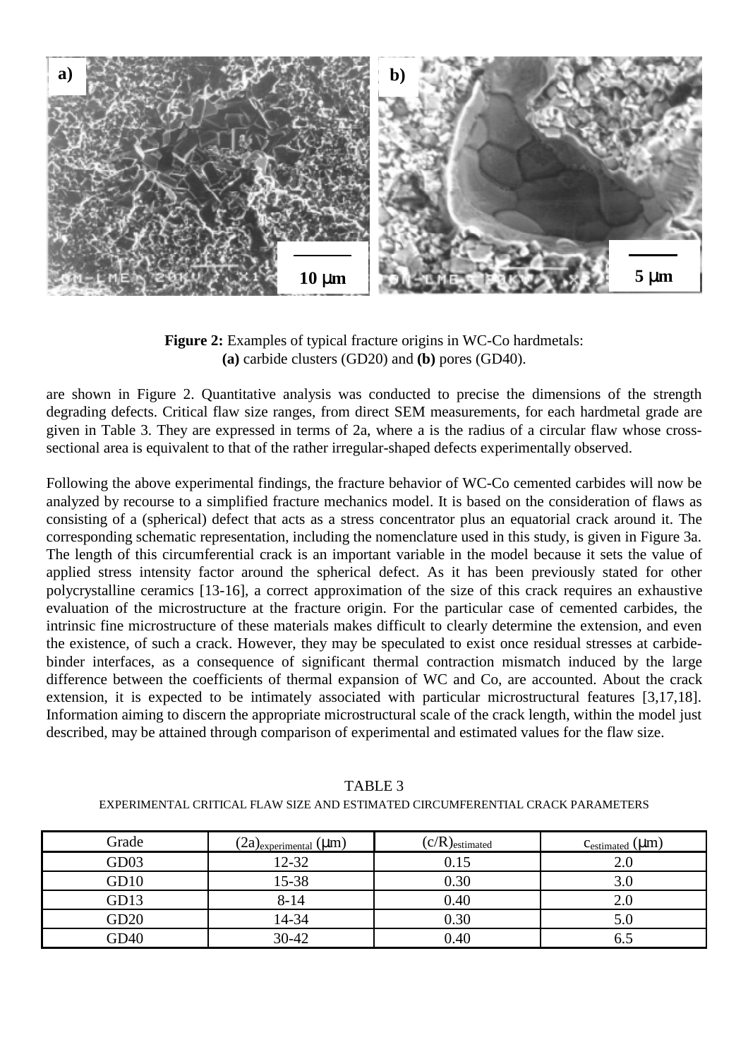**Figure 2:** Examples of typical fracture origins in WC-Co hardmetals:
**(a)** carbide clusters (GD20) and **(b)** pores (GD40).

are shown in Figure 2. Quantitative analysis was conducted to precise the dimensions of the strength degrading defects. Critical flaw size ranges, from direct SEM measurements, for each hardmetal grade are given in Table 3. They are expressed in terms of 2a, where a is the radius of a circular flaw whose cross-sectional area is equivalent to that of the rather irregular-shaped defects experimentally observed.

Following the above experimental findings, the fracture behavior of WC-Co cemented carbides will now be analyzed by recourse to a simplified fracture mechanics model. It is based on the consideration of flaws as consisting of a (spherical) defect that acts as a stress concentrator plus an equatorial crack around it. The corresponding schematic representation, including the nomenclature used in this study, is given in Figure 3a. The length of this circumferential crack is an important variable in the model because it sets the value of applied stress intensity factor around the spherical defect. As it has been previously stated for other polycrystalline ceramics [13-16], a correct approximation of the size of this crack requires an exhaustive evaluation of the microstructure at the fracture origin. For the particular case of cemented carbides, the intrinsic fine microstructure of these materials makes difficult to clearly determine the extension, and even the existence, of such a crack. However, they may be speculated to exist once residual stresses at carbide-binder interfaces, as a consequence of significant thermal contraction mismatch induced by the large difference between the coefficients of thermal expansion of WC and Co, are accounted. About the crack extension, it is expected to be intimately associated with particular microstructural features [3,17,18]. Information aiming to discern the appropriate microstructural scale of the crack length, within the model just described, may be attained through comparison of experimental and estimated values for the flaw size.

TABLE 3

EXPERIMENTAL CRITICAL FLAW SIZE AND ESTIMATED CIRCUMFERENTIAL CRACK PARAMETERS

| Grade | $(2a)_{experimental}$ (μm) | $(c/R)_{estimated}$ | $c_{estimated}$ (μm) |
|---|---|---|---|
| GD03 | 12-32 | 0.15 | 2.0 |
| GD10 | 15-38 | 0.30 | 3.0 |
| GD13 | 8-14 | 0.40 | 2.0 |
| GD20 | 14-34 | 0.30 | 5.0 |
| GD40 | 30-42 | 0.40 | 6.5 |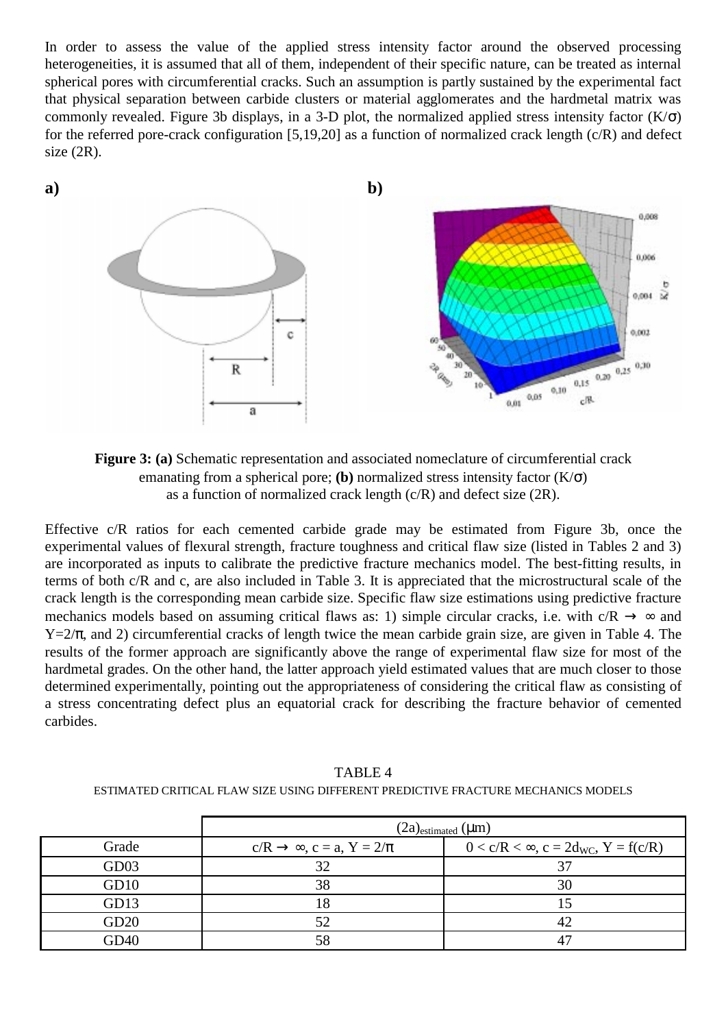In order to assess the value of the applied stress intensity factor around the observed processing heterogeneities, it is assumed that all of them, independent of their specific nature, can be treated as internal spherical pores with circumferential cracks. Such an assumption is partly sustained by the experimental fact that physical separation between carbide clusters or material agglomerates and the hardmetal matrix was commonly revealed. Figure 3b displays, in a 3-D plot, the normalized applied stress intensity factor ($K/\sigma$) for the referred pore-crack configuration [5,19,20] as a function of normalized crack length ($c/R$) and defect size ($2R$).

**Figure 3: (a)** Schematic representation and associated nomeclature of circumferential crack emanating from a spherical pore; **(b)** normalized stress intensity factor ($K/\sigma$) as a function of normalized crack length ($c/R$) and defect size ($2R$).

Effective $c/R$ ratios for each cemented carbide grade may be estimated from Figure 3b, once the experimental values of flexural strength, fracture toughness and critical flaw size (listed in Tables 2 and 3) are incorporated as inputs to calibrate the predictive fracture mechanics model. The best-fitting results, in terms of both $c/R$ and $c$, are also included in Table 3. It is appreciated that the microstructural scale of the crack length is the corresponding mean carbide size. Specific flaw size estimations using predictive fracture mechanics models based on assuming critical flaws as: 1) simple circular cracks, i.e. with $c/R \rightarrow \infty$ and $Y=2/\pi$, and 2) circumferential cracks of length twice the mean carbide grain size, are given in Table 4. The results of the former approach are significantly above the range of experimental flaw size for most of the hardmetal grades. On the other hand, the latter approach yield estimated values that are much closer to those determined experimentally, pointing out the appropriateness of considering the critical flaw as consisting of a stress concentrating defect plus an equatorial crack for describing the fracture behavior of cemented carbides.

TABLE 4

ESTIMATED CRITICAL FLAW SIZE USING DIFFERENT PREDICTIVE FRACTURE MECHANICS MODELS

| | $(2a)_{estimated}$ (μm) | |
|---|---|---|
| Grade | $c/R \rightarrow \infty$, $c = a$, $Y = 2/\pi$ | $0 < c/R < \infty$, $c = 2d_{WC}$, $Y = f(c/R)$ |
| GD03 | 32 | 37 |
| GD10 | 38 | 30 |
| GD13 | 18 | 15 |
| GD20 | 52 | 42 |
| GD40 | 58 | 47 |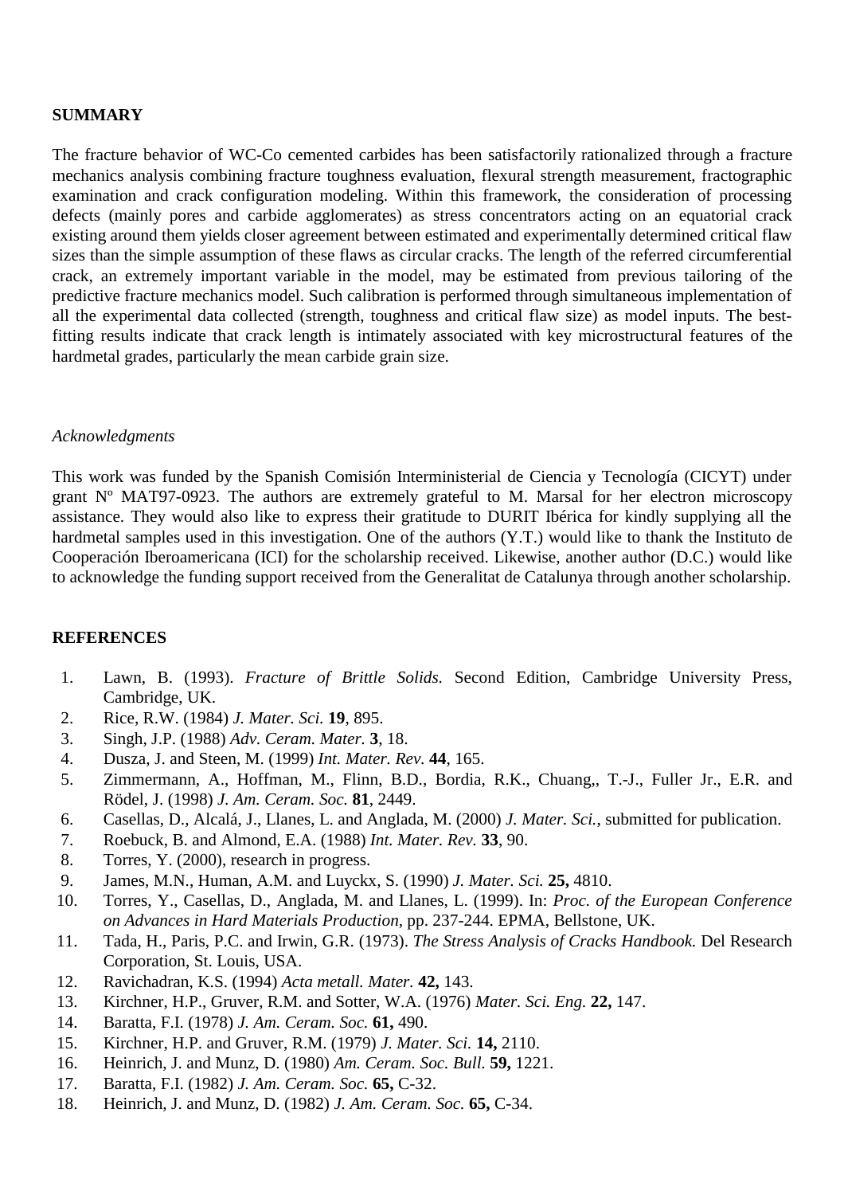## SUMMARY

The fracture behavior of WC-Co cemented carbides has been satisfactorily rationalized through a fracture mechanics analysis combining fracture toughness evaluation, flexural strength measurement, fractographic examination and crack configuration modeling. Within this framework, the consideration of processing defects (mainly pores and carbide agglomerates) as stress concentrators acting on an equatorial crack existing around them yields closer agreement between estimated and experimentally determined critical flaw sizes than the simple assumption of these flaws as circular cracks. The length of the referred circumferential crack, an extremely important variable in the model, may be estimated from previous tailoring of the predictive fracture mechanics model. Such calibration is performed through simultaneous implementation of all the experimental data collected (strength, toughness and critical flaw size) as model inputs. The best-fitting results indicate that crack length is intimately associated with key microstructural features of the hardmetal grades, particularly the mean carbide grain size.

*Acknowledgments*

This work was funded by the Spanish Comisión Interministerial de Ciencia y Tecnología (CICYT) under grant Nº MAT97-0923. The authors are extremely grateful to M. Marsal for her electron microscopy assistance. They would also like to express their gratitude to DURIT Ibérica for kindly supplying all the hardmetal samples used in this investigation. One of the authors (Y.T.) would like to thank the Instituto de Cooperación Iberoamericana (ICI) for the scholarship received. Likewise, another author (D.C.) would like to acknowledge the funding support received from the Generalitat de Catalunya through another scholarship.

## REFERENCES

1. Lawn, B. (1993). *Fracture of Brittle Solids.* Second Edition, Cambridge University Press, Cambridge, UK.
2. Rice, R.W. (1984) *J. Mater. Sci.* **19**, 895.
3. Singh, J.P. (1988) *Adv. Ceram. Mater.* **3**, 18.
4. Dusza, J. and Steen, M. (1999) *Int. Mater. Rev.* **44**, 165.
5. Zimmermann, A., Hoffman, M., Flinn, B.D., Bordia, R.K., Chuang,, T.-J., Fuller Jr., E.R. and Rödel, J. (1998) *J. Am. Ceram. Soc.* **81**, 2449.
6. Casellas, D., Alcalá, J., Llanes, L. and Anglada, M. (2000) *J. Mater. Sci.*, submitted for publication.
7. Roebuck, B. and Almond, E.A. (1988) *Int. Mater. Rev.* **33**, 90.
8. Torres, Y. (2000), research in progress.
9. James, M.N., Human, A.M. and Luyckx, S. (1990) *J. Mater. Sci.* **25,** 4810.
10. Torres, Y., Casellas, D., Anglada, M. and Llanes, L. (1999). In: *Proc. of the European Conference on Advances in Hard Materials Production*, pp. 237-244. EPMA, Bellstone, UK.
11. Tada, H., Paris, P.C. and Irwin, G.R. (1973). *The Stress Analysis of Cracks Handbook.* Del Research Corporation, St. Louis, USA.
12. Ravichadran, K.S. (1994) *Acta metall. Mater.* **42,** 143.
13. Kirchner, H.P., Gruver, R.M. and Sotter, W.A. (1976) *Mater. Sci. Eng.* **22,** 147.
14. Baratta, F.I. (1978) *J. Am. Ceram. Soc.* **61,** 490.
15. Kirchner, H.P. and Gruver, R.M. (1979) *J. Mater. Sci.* **14,** 2110.
16. Heinrich, J. and Munz, D. (1980) *Am. Ceram. Soc. Bull.* **59,** 1221.
17. Baratta, F.I. (1982) *J. Am. Ceram. Soc.* **65,** C-32.
18. Heinrich, J. and Munz, D. (1982) *J. Am. Ceram. Soc.* **65,** C-34.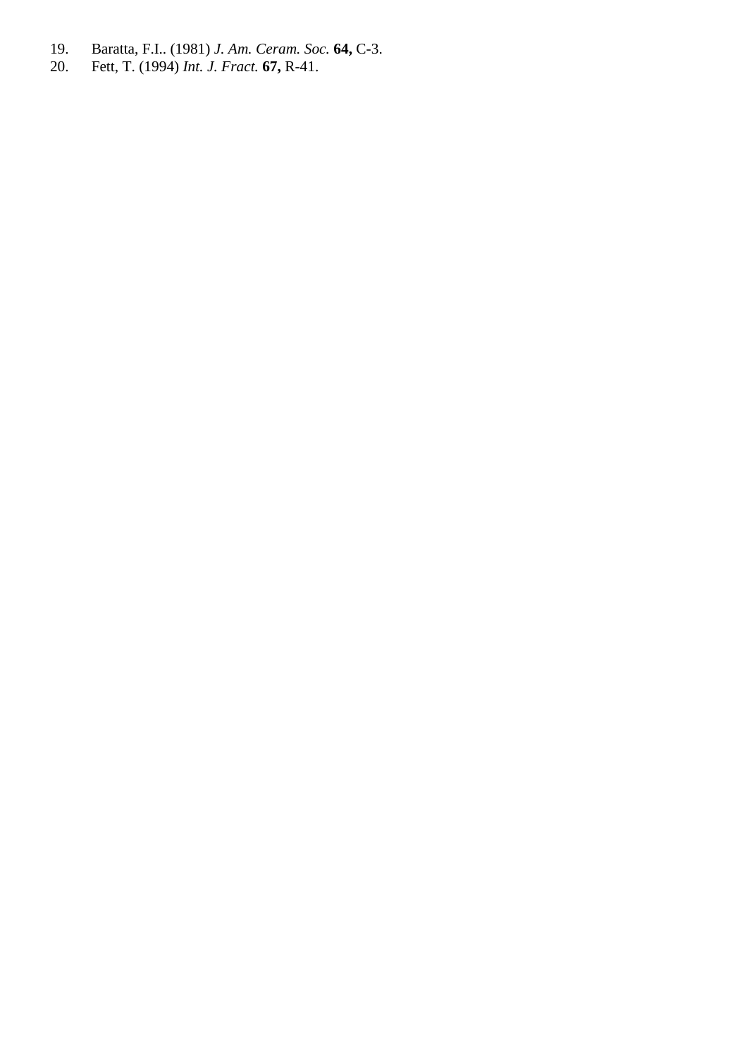19. Baratta, F.I.. (1981) *J. Am. Ceram. Soc.* **64,** C-3.
20. Fett, T. (1994) *Int. J. Fract.* **67,** R-41.